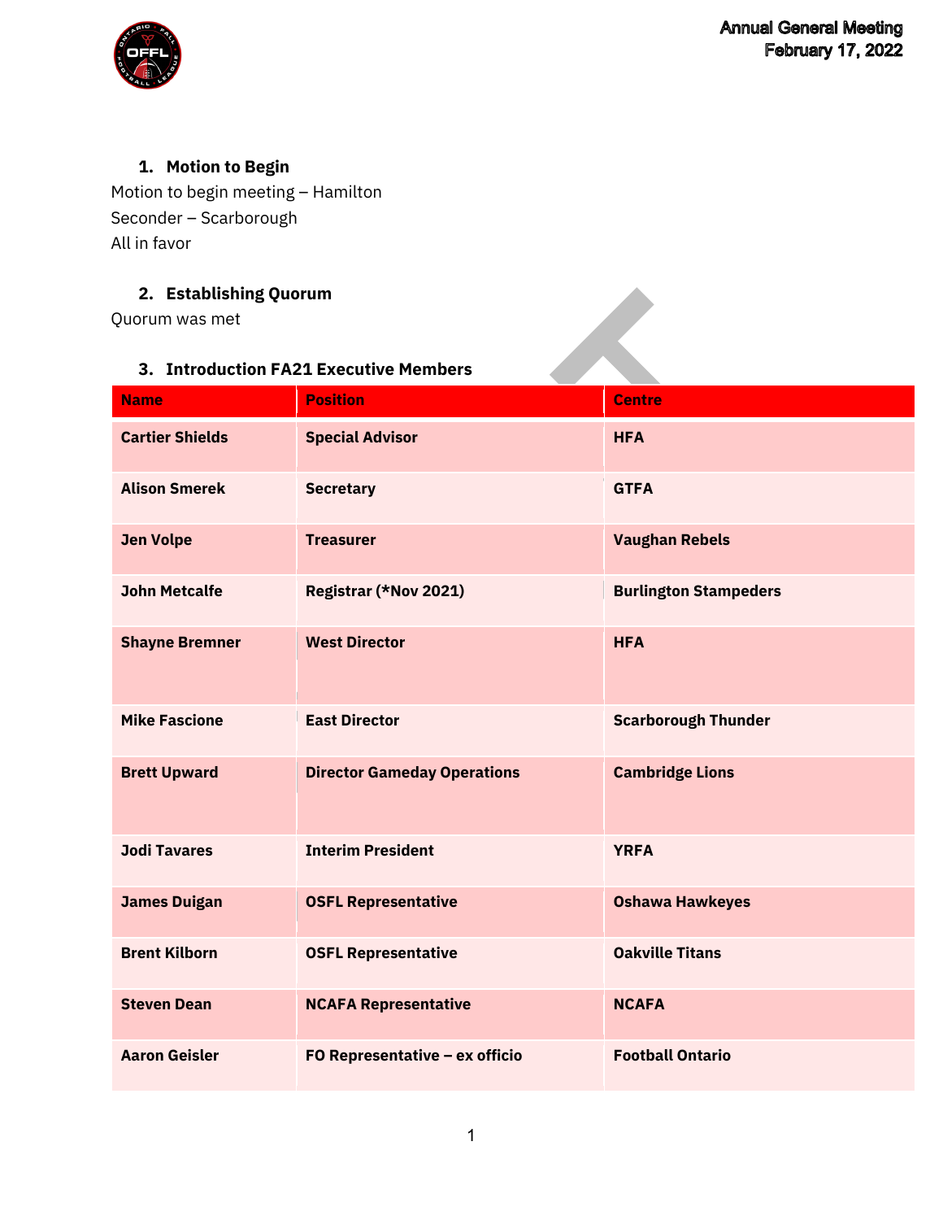Annual General Meeting
February 17, 2022

1. **Motion to Begin**

Motion to begin meeting – Hamilton
Seconder – Scarborough
All in favor

2. **Establishing Quorum**

Quorum was met

3. **Introduction FA21 Executive Members**

| Name | Position | Centre |
|---|---|---|
| **Cartier Shields** | **Special Advisor** | **HFA** |
| **Alison Smerek** | **Secretary** | **GTFA** |
| **Jen Volpe** | **Treasurer** | **Vaughan Rebels** |
| **John Metcalfe** | **Registrar (*Nov 2021)** | **Burlington Stampeders** |
| **Shayne Bremner** | **West Director** | **HFA** |
| **Mike Fascione** | **East Director** | **Scarborough Thunder** |
| **Brett Upward** | **Director Gameday Operations** | **Cambridge Lions** |
| **Jodi Tavares** | **Interim President** | **YRFA** |
| **James Duigan** | **OSFL Representative** | **Oshawa Hawkeyes** |
| **Brent Kilborn** | **OSFL Representative** | **Oakville Titans** |
| **Steven Dean** | **NCAFA Representative** | **NCAFA** |
| **Aaron Geisler** | **FO Representative – ex officio** | **Football Ontario** |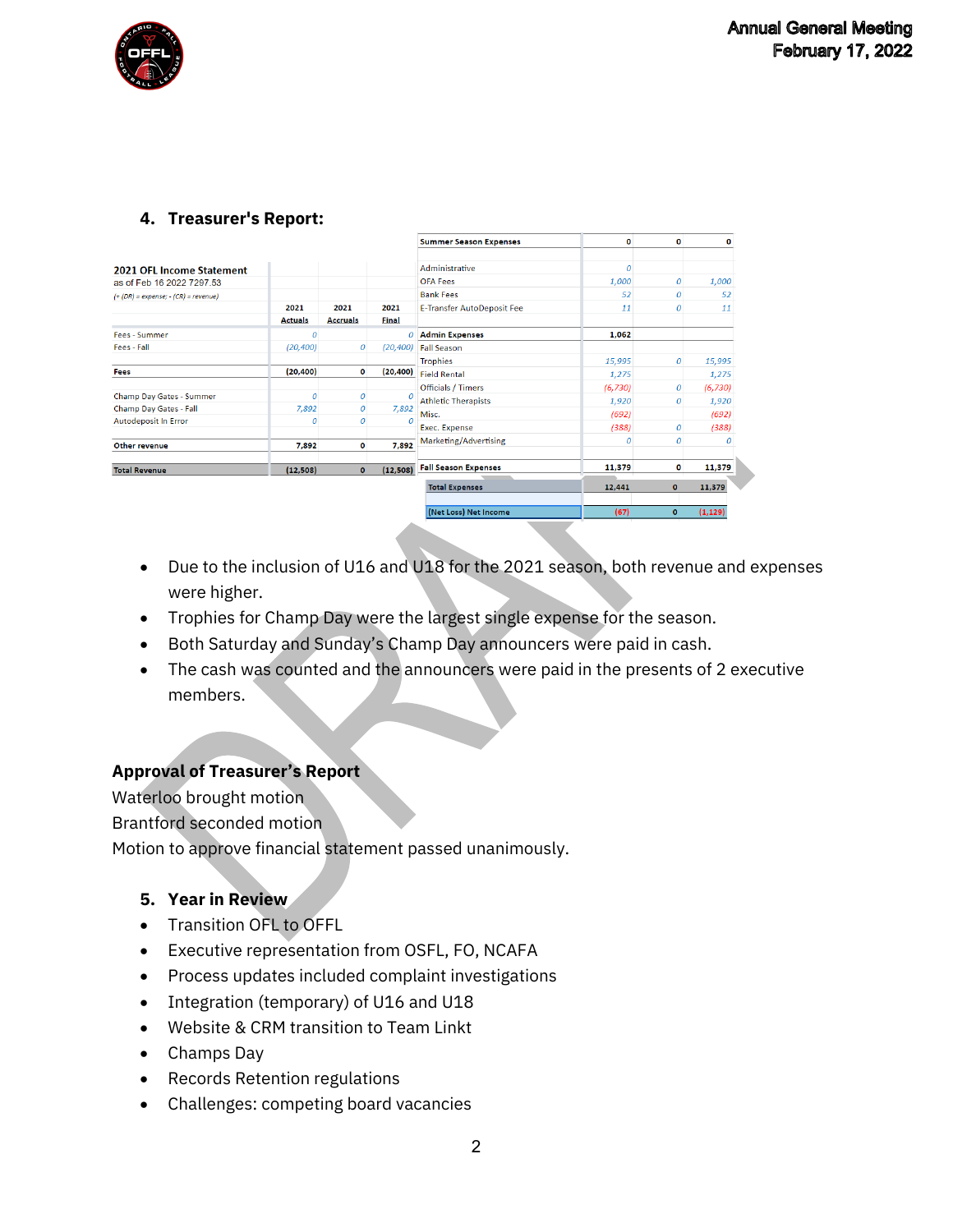## 4. Treasurer's Report:

**2021 OFL Income Statement**
as of Feb 16 2022 7297.53
(+ (DR) = expense; - (CR) = revenue)

| | 2021 Actuals | 2021 Accruals | 2021 Final |
|---|---|---|---|
| Fees - Summer | 0 | | 0 |
| Fees - Fall | (20,400) | 0 | (20,400) |
| **Fees** | **(20,400)** | **0** | **(20,400)** |
| Champ Day Gates - Summer | 0 | 0 | 0 |
| Champ Day Gates - Fall | 7,892 | 0 | 7,892 |
| Autodeposit In Error | 0 | 0 | 0 |
| **Other revenue** | **7,892** | **0** | **7,892** |
| **Total Revenue** | **(12,508)** | **0** | **(12,508)** |

| | 2021 Actuals | 2021 Accruals | 2021 Final |
|---|---|---|---|
| **Summer Season Expenses** | **0** | **0** | **0** |
| Administrative | 0 | | |
| OFA Fees | 1,000 | 0 | 1,000 |
| Bank Fees | 52 | 0 | 52 |
| E-Transfer AutoDeposit Fee | 11 | 0 | 11 |
| **Admin Expenses** | **1,062** | | |
| Fall Season | | | |
| Trophies | 15,995 | 0 | 15,995 |
| Field Rental | 1,275 | | 1,275 |
| Officials / Timers | (6,730) | 0 | (6,730) |
| Athletic Therapists | 1,920 | 0 | 1,920 |
| Misc. | (692) | | (692) |
| Exec. Expense | (388) | 0 | (388) |
| Marketing/Advertising | 0 | 0 | 0 |
| **Fall Season Expenses** | **11,379** | **0** | **11,379** |
| **Total Expenses** | **12,441** | **0** | **11,379** |
| **(Net Loss) Net Income** | **(67)** | **0** | **(1,129)** |

- Due to the inclusion of U16 and U18 for the 2021 season, both revenue and expenses were higher.
- Trophies for Champ Day were the largest single expense for the season.
- Both Saturday and Sunday's Champ Day announcers were paid in cash.
- The cash was counted and the announcers were paid in the presents of 2 executive members.

**Approval of Treasurer's Report**
Waterloo brought motion
Brantford seconded motion
Motion to approve financial statement passed unanimously.

## 5. Year in Review

- Transition OFL to OFFL
- Executive representation from OSFL, FO, NCAFA
- Process updates included complaint investigations
- Integration (temporary) of U16 and U18
- Website & CRM transition to Team Linkt
- Champs Day
- Records Retention regulations
- Challenges: competing board vacancies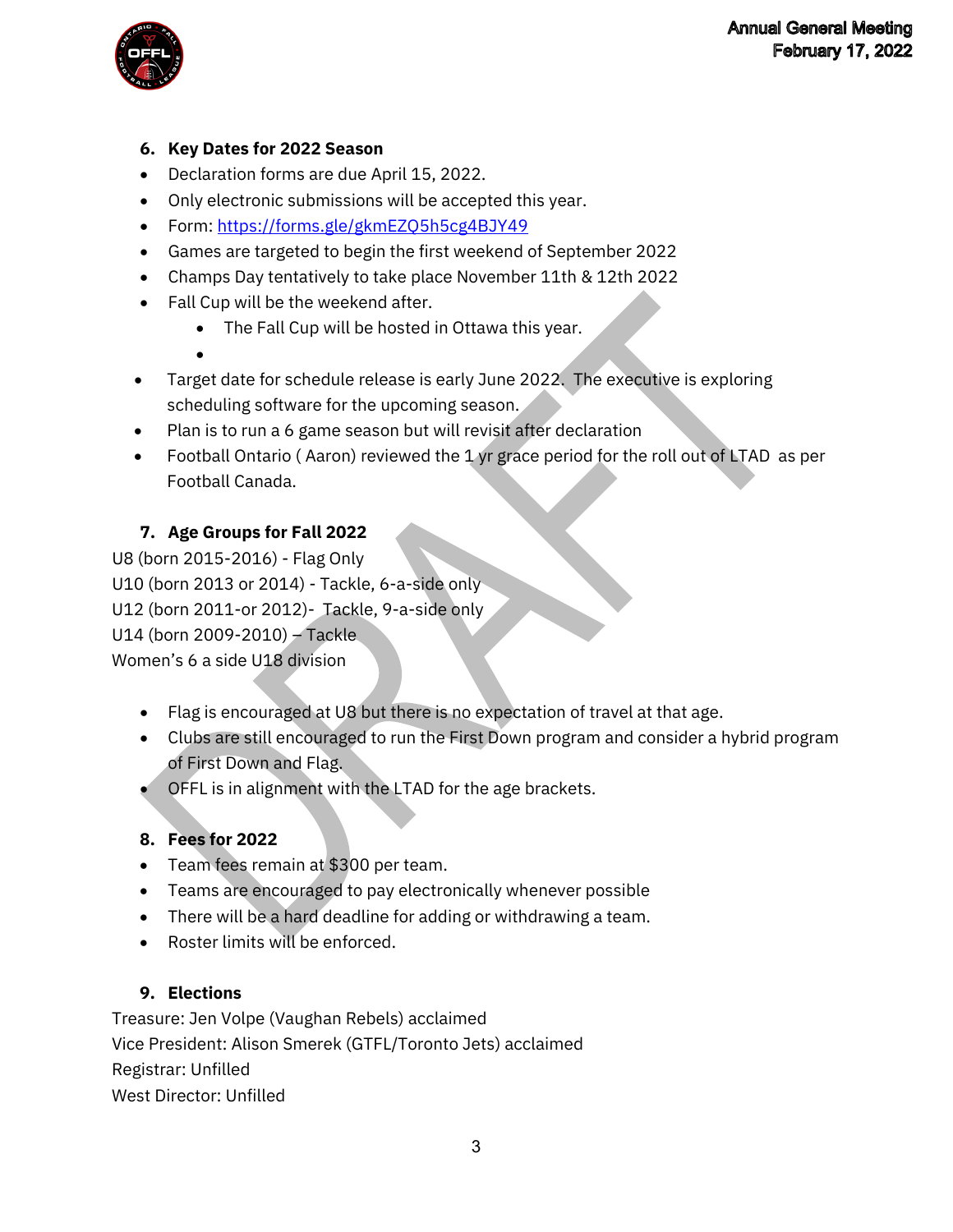## 6. Key Dates for 2022 Season

- Declaration forms are due April 15, 2022.
- Only electronic submissions will be accepted this year.
- Form: [https://forms.gle/gkmEZQ5h5cg4BJY49](https://forms.gle/gkmEZQ5h5cg4BJY49)
- Games are targeted to begin the first weekend of September 2022
- Champs Day tentatively to take place November 11th & 12th 2022
- Fall Cup will be the weekend after.
  - The Fall Cup will be hosted in Ottawa this year.
- Target date for schedule release is early June 2022. The executive is exploring scheduling software for the upcoming season.
- Plan is to run a 6 game season but will revisit after declaration
- Football Ontario ( Aaron) reviewed the 1 yr grace period for the roll out of LTAD as per Football Canada.

## 7. Age Groups for Fall 2022

U8 (born 2015-2016) - Flag Only
U10 (born 2013 or 2014) - Tackle, 6-a-side only
U12 (born 2011-or 2012)- Tackle, 9-a-side only
U14 (born 2009-2010) – Tackle
Women's 6 a side U18 division

- Flag is encouraged at U8 but there is no expectation of travel at that age.
- Clubs are still encouraged to run the First Down program and consider a hybrid program of First Down and Flag.
- OFFL is in alignment with the LTAD for the age brackets.

## 8. Fees for 2022

- Team fees remain at $300 per team.
- Teams are encouraged to pay electronically whenever possible
- There will be a hard deadline for adding or withdrawing a team.
- Roster limits will be enforced.

## 9. Elections

Treasure: Jen Volpe (Vaughan Rebels) acclaimed
Vice President: Alison Smerek (GTFL/Toronto Jets) acclaimed
Registrar: Unfilled
West Director: Unfilled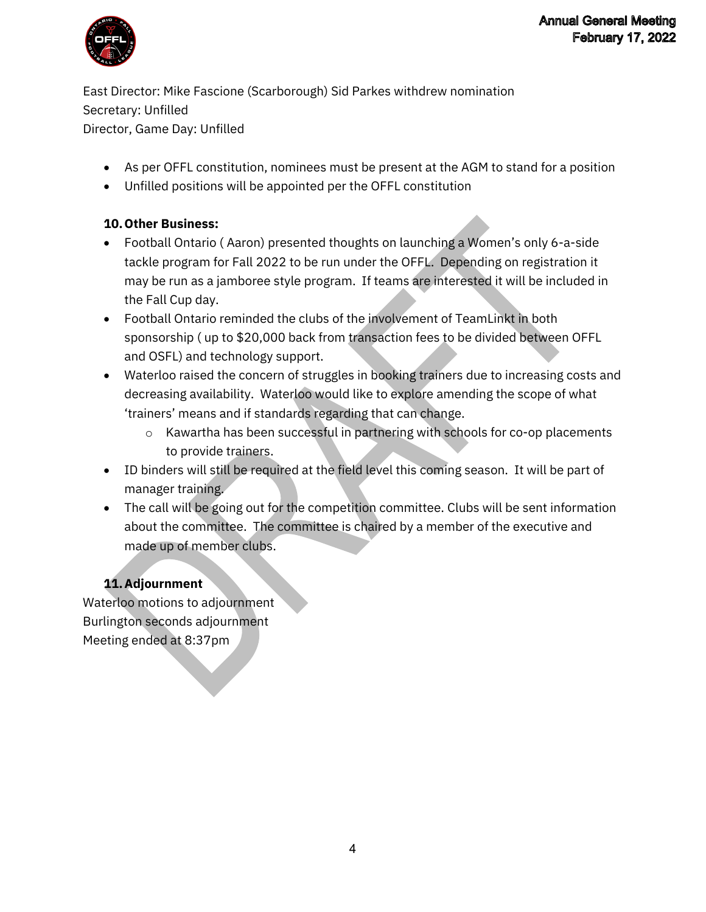East Director: Mike Fascione (Scarborough) Sid Parkes withdrew nomination
Secretary: Unfilled
Director, Game Day: Unfilled

- As per OFFL constitution, nominees must be present at the AGM to stand for a position
- Unfilled positions will be appointed per the OFFL constitution

### 10. Other Business:

- Football Ontario ( Aaron) presented thoughts on launching a Women's only 6-a-side tackle program for Fall 2022 to be run under the OFFL. Depending on registration it may be run as a jamboree style program. If teams are interested it will be included in the Fall Cup day.
- Football Ontario reminded the clubs of the involvement of TeamLinkt in both sponsorship ( up to $20,000 back from transaction fees to be divided between OFFL and OSFL) and technology support.
- Waterloo raised the concern of struggles in booking trainers due to increasing costs and decreasing availability. Waterloo would like to explore amending the scope of what 'trainers' means and if standards regarding that can change.
    - Kawartha has been successful in partnering with schools for co-op placements to provide trainers.
- ID binders will still be required at the field level this coming season. It will be part of manager training.
- The call will be going out for the competition committee. Clubs will be sent information about the committee. The committee is chaired by a member of the executive and made up of member clubs.

### 11. Adjournment

Waterloo motions to adjournment
Burlington seconds adjournment
Meeting ended at 8:37pm